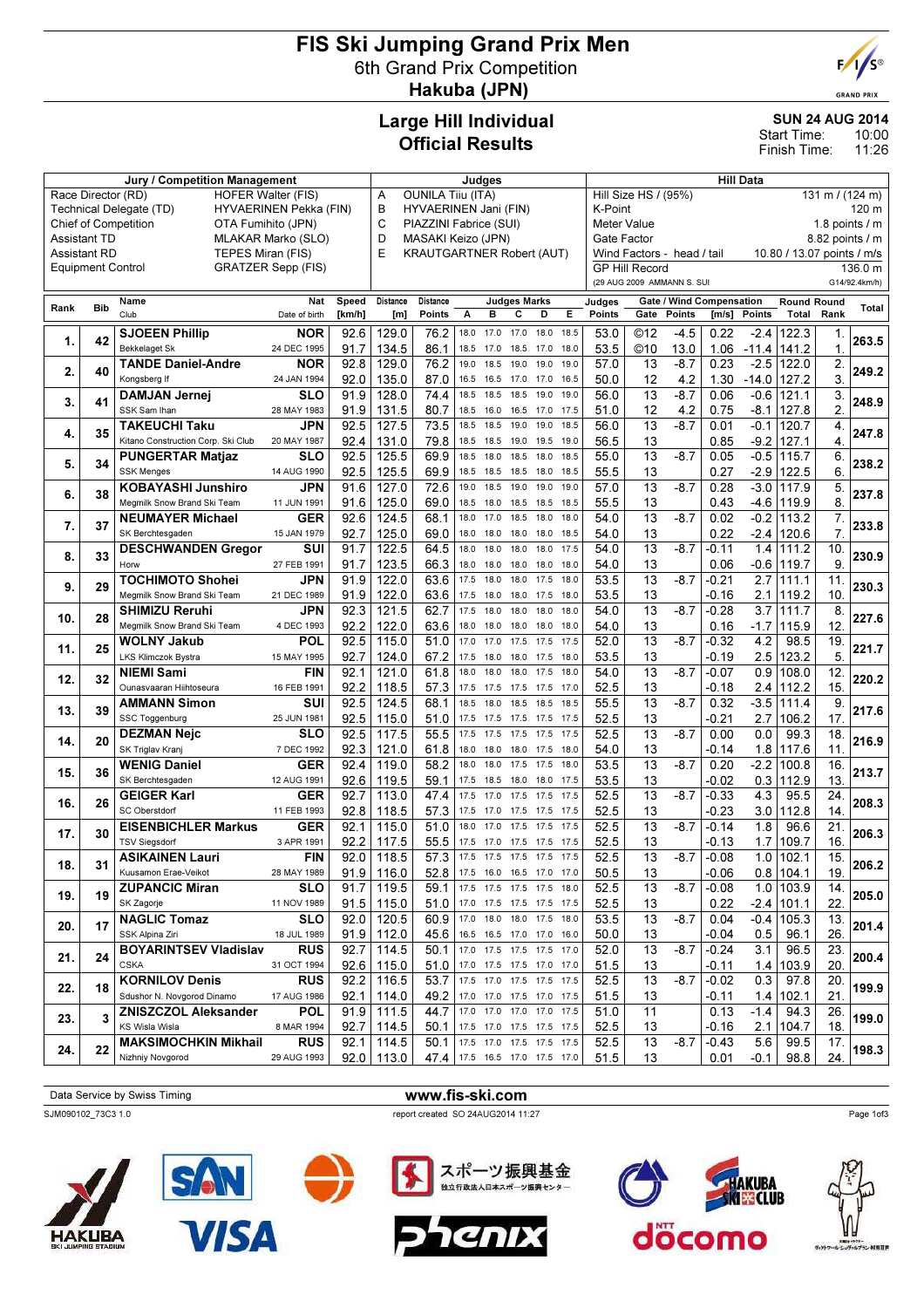# FIS Ski Jumping Grand Prix Men

## 6th Grand Prix Competition

## Hakuba (JPN)

## Large Hill Individual
## Official Results

**SUN 24 AUG 2014**
Start Time: 10:00
Finish Time: 11:26

| Jury / Competition Management | | Judges | | Hill Data | |
|---|---|---|---|---|---|
| Race Director (RD) | HOFER Walter (FIS) | A | OUNILA Tiiu (ITA) | Hill Size HS / (95%) | 131 m / (124 m) |
| Technical Delegate (TD) | HYVAERINEN Pekka (FIN) | B | HYVAERINEN Jani (FIN) | K-Point | 120 m |
| Chief of Competition | OTA Fumihito (JPN) | C | PIAZZINI Fabrice (SUI) | Meter Value | 1.8 points / m |
| Assistant TD | MLAKAR Marko (SLO) | D | MASAKI Keizo (JPN) | Gate Factor | 8.82 points / m |
| Assistant RD | TEPES Miran (FIS) | E | KRAUTGARTNER Robert (AUT) | Wind Factors - head / tail | 10.80 / 13.07 points / m/s |
| Equipment Control | GRATZER Sepp (FIS) | | | GP Hill Record | 136.0 m |
| | | | | (29 AUG 2009 AMMANN S. SUI | G14/92.4km/h) |

| Rank | Bib | Name / Club | Nat / Date of birth | Speed [km/h] | Distance [m] | Distance Points | A | B | C | D | E | Judges Points | Gate | Gate Points | Wind [m/s] | Wind Points | Round Total | Round Rank | Total |
|---|---|---|---|---|---|---|---|---|---|---|---|---|---|---|---|---|---|---|---|
| 1. | 42 | SJOEEN Phillip | NOR | 92.6 | 129.0 | 76.2 | 18.0 | 17.0 | 17.0 | 18.0 | 18.5 | 53.0 | ©12 | -4.5 | 0.22 | -2.4 | 122.3 | 1. | 263.5 |
| | | Bekkelaget Sk | 24 DEC 1995 | 91.7 | 134.5 | 86.1 | 18.5 | 17.0 | 18.5 | 17.0 | 18.0 | 53.5 | ©10 | 13.0 | 1.06 | -11.4 | 141.2 | 1. | |
| 2. | 40 | TANDE Daniel-Andre | NOR | 92.8 | 129.0 | 76.2 | 19.0 | 18.5 | 19.0 | 19.0 | 19.0 | 57.0 | 13 | -8.7 | 0.23 | -2.5 | 122.0 | 2. | 249.2 |
| | | Kongsberg If | 24 JAN 1994 | 92.0 | 135.0 | 87.0 | 16.5 | 16.5 | 17.0 | 17.0 | 16.5 | 50.0 | 12 | 4.2 | 1.30 | -14.0 | 127.2 | 3. | |
| 3. | 41 | DAMJAN Jernej | SLO | 91.9 | 128.0 | 74.4 | 18.5 | 18.5 | 18.5 | 19.0 | 19.0 | 56.0 | 13 | -8.7 | 0.06 | -0.6 | 121.1 | 3. | 248.9 |
| | | SSK Sam Ihan | 28 MAY 1983 | 91.9 | 131.5 | 80.7 | 18.5 | 16.0 | 16.5 | 17.0 | 17.5 | 51.0 | 12 | 4.2 | 0.75 | -8.1 | 127.8 | 2. | |
| 4. | 35 | TAKEUCHI Taku | JPN | 92.5 | 127.5 | 73.5 | 18.5 | 18.5 | 19.0 | 19.0 | 18.5 | 56.0 | 13 | -8.7 | 0.01 | -0.1 | 120.7 | 4. | 247.8 |
| | | Kitano Construction Corp. Ski Club | 20 MAY 1987 | 92.4 | 131.0 | 79.8 | 18.5 | 18.5 | 19.0 | 19.5 | 19.0 | 56.5 | 13 | | 0.85 | -9.2 | 127.1 | 4. | |
| 5. | 34 | PUNGERTAR Matjaz | SLO | 92.5 | 125.5 | 69.9 | 18.5 | 18.0 | 18.5 | 18.0 | 18.5 | 55.0 | 13 | -8.7 | 0.05 | -0.5 | 115.7 | 6. | 238.2 |
| | | SSK Menges | 14 AUG 1990 | 92.5 | 125.5 | 69.9 | 18.5 | 18.5 | 18.5 | 18.0 | 18.5 | 55.5 | 13 | | 0.27 | -2.9 | 122.5 | 6. | |
| 6. | 38 | KOBAYASHI Junshiro | JPN | 91.6 | 127.0 | 72.6 | 19.0 | 18.5 | 19.0 | 19.0 | 19.0 | 57.0 | 13 | -8.7 | 0.28 | -3.0 | 117.9 | 5. | 237.8 |
| | | Megmilk Snow Brand Ski Team | 11 JUN 1991 | 91.6 | 125.0 | 69.0 | 18.5 | 18.0 | 18.5 | 18.5 | 18.5 | 55.5 | 13 | | 0.43 | -4.6 | 119.9 | 8. | |
| 7. | 37 | NEUMAYER Michael | GER | 92.6 | 124.5 | 68.1 | 18.0 | 17.0 | 18.5 | 18.0 | 18.0 | 54.0 | 13 | -8.7 | 0.02 | -0.2 | 113.2 | 7. | 233.8 |
| | | SK Berchtesgaden | 15 JAN 1979 | 92.7 | 125.0 | 69.0 | 18.0 | 18.0 | 18.0 | 18.0 | 18.5 | 54.0 | 13 | | 0.22 | -2.4 | 120.6 | 7. | |
| 8. | 33 | DESCHWANDEN Gregor | SUI | 91.7 | 122.5 | 64.5 | 18.0 | 18.0 | 18.0 | 18.0 | 17.5 | 54.0 | 13 | -8.7 | -0.11 | 1.4 | 111.2 | 10. | 230.9 |
| | | Horw | 27 FEB 1991 | 91.7 | 123.5 | 66.3 | 18.0 | 18.0 | 18.0 | 18.0 | 18.0 | 54.0 | 13 | | 0.06 | -0.6 | 119.7 | 9. | |
| 9. | 29 | TOCHIMOTO Shohei | JPN | 91.9 | 122.0 | 63.6 | 17.5 | 18.0 | 18.0 | 17.5 | 18.0 | 53.5 | 13 | -8.7 | -0.21 | 2.7 | 111.1 | 11. | 230.3 |
| | | Megmilk Snow Brand Ski Team | 21 DEC 1989 | 91.9 | 122.0 | 63.6 | 18.5 | 18.0 | 18.0 | 17.5 | 18.0 | 53.5 | 13 | | -0.16 | 2.1 | 119.2 | 10. | |
| 10. | 28 | SHIMIZU Reruhi | JPN | 92.3 | 121.5 | 62.7 | 17.5 | 18.0 | 18.0 | 18.0 | 18.0 | 54.0 | 13 | -8.7 | -0.28 | 3.7 | 111.7 | 8. | 227.6 |
| | | Megmilk Snow Brand Ski Team | 4 DEC 1993 | 92.2 | 122.0 | 63.6 | 18.0 | 18.0 | 18.0 | 18.0 | 18.0 | 54.0 | 13 | | 0.16 | -1.7 | 115.9 | 12. | |
| 11. | 25 | WOLNY Jakub | POL | 92.5 | 115.0 | 51.0 | 17.0 | 17.0 | 17.5 | 17.5 | 17.5 | 52.0 | 13 | -8.7 | -0.32 | 4.2 | 98.5 | 19. | 221.7 |
| | | LKS Klimczok Bystra | 15 MAY 1995 | 92.7 | 124.0 | 67.2 | 17.5 | 18.0 | 18.0 | 17.5 | 18.0 | 53.5 | 13 | | -0.19 | 2.5 | 123.2 | 5. | |
| 12. | 32 | NIEMI Sami | FIN | 92.1 | 121.0 | 61.8 | 18.0 | 18.0 | 18.0 | 17.5 | 18.0 | 54.0 | 13 | -8.7 | -0.07 | 0.9 | 108.0 | 12. | 220.2 |
| | | Ounasvaaran Hiihtoseura | 16 FEB 1991 | 92.2 | 118.5 | 57.3 | 17.5 | 17.5 | 17.5 | 17.5 | 17.0 | 52.5 | 13 | | -0.18 | 2.4 | 112.2 | 15. | |
| 13. | 39 | AMMANN Simon | SUI | 92.5 | 124.5 | 68.1 | 18.5 | 18.0 | 18.5 | 18.5 | 18.5 | 55.5 | 13 | -8.7 | 0.32 | -3.5 | 111.4 | 9. | 217.6 |
| | | SSC Toggenburg | 25 JUN 1981 | 92.5 | 115.0 | 51.0 | 17.5 | 17.5 | 17.5 | 17.5 | 17.5 | 52.5 | 13 | | -0.21 | 2.7 | 106.2 | 17. | |
| 14. | 20 | DEZMAN Nejc | SLO | 92.5 | 117.5 | 55.5 | 17.5 | 17.5 | 17.5 | 17.5 | 17.5 | 52.5 | 13 | -8.7 | 0.00 | 0.0 | 99.3 | 18. | 216.9 |
| | | SK Triglav Kranj | 7 DEC 1992 | 92.3 | 121.0 | 61.8 | 18.0 | 18.0 | 18.0 | 17.5 | 18.0 | 54.0 | 13 | | -0.14 | 1.8 | 117.6 | 11. | |
| 15. | 36 | WENIG Daniel | GER | 92.4 | 119.0 | 58.2 | 18.0 | 18.0 | 17.5 | 17.5 | 18.0 | 53.5 | 13 | -8.7 | 0.20 | -2.2 | 100.8 | 16. | 213.7 |
| | | SK Berchtesgaden | 12 AUG 1991 | 92.6 | 119.5 | 59.1 | 17.5 | 18.5 | 18.0 | 18.0 | 17.5 | 53.5 | 13 | | -0.02 | 0.3 | 112.9 | 13. | |
| 16. | 26 | GEIGER Karl | GER | 92.7 | 113.0 | 47.4 | 17.5 | 17.0 | 17.5 | 17.5 | 17.5 | 52.5 | 13 | -8.7 | -0.33 | 4.3 | 95.5 | 24. | 208.3 |
| | | SC Oberstdorf | 11 FEB 1993 | 92.8 | 118.5 | 57.3 | 17.5 | 17.0 | 17.5 | 17.5 | 17.5 | 52.5 | 13 | | -0.23 | 3.0 | 112.8 | 14. | |
| 17. | 30 | EISENBICHLER Markus | GER | 92.1 | 115.0 | 51.0 | 18.0 | 17.0 | 17.5 | 17.5 | 17.5 | 52.5 | 13 | -8.7 | -0.14 | 1.8 | 96.6 | 21. | 206.3 |
| | | TSV Siegsdorf | 3 APR 1991 | 92.2 | 117.5 | 55.5 | 17.5 | 17.0 | 17.5 | 17.5 | 17.5 | 52.5 | 13 | | -0.13 | 1.7 | 109.7 | 16. | |
| 18. | 31 | ASIKAINEN Lauri | FIN | 92.0 | 118.5 | 57.3 | 17.5 | 17.5 | 17.5 | 17.5 | 17.5 | 52.5 | 13 | -8.7 | -0.08 | 1.0 | 102.1 | 15. | 206.2 |
| | | Kuusamon Erae-Veikot | 28 MAY 1989 | 91.9 | 116.0 | 52.8 | 17.5 | 16.0 | 16.5 | 17.0 | 17.0 | 50.5 | 13 | | -0.06 | 0.8 | 104.1 | 19. | |
| 19. | 19 | ZUPANCIC Miran | SLO | 91.7 | 119.5 | 59.1 | 17.5 | 17.5 | 17.5 | 17.5 | 18.0 | 52.5 | 13 | -8.7 | -0.08 | 1.0 | 103.9 | 14. | 205.0 |
| | | SK Zagorje | 11 NOV 1989 | 91.5 | 115.0 | 51.0 | 17.0 | 17.5 | 17.5 | 17.5 | 17.5 | 52.5 | 13 | | 0.22 | -2.4 | 101.1 | 22. | |
| 20. | 17 | NAGLIC Tomaz | SLO | 92.0 | 120.5 | 60.9 | 17.0 | 18.0 | 18.0 | 17.5 | 18.0 | 53.5 | 13 | -8.7 | 0.04 | -0.4 | 105.3 | 13. | 201.4 |
| | | SSK Alpina Ziri | 18 JUL 1989 | 91.9 | 112.0 | 45.6 | 16.5 | 16.5 | 17.0 | 17.0 | 16.0 | 50.0 | 13 | | -0.04 | 0.5 | 96.1 | 26. | |
| 21. | 24 | BOYARINTSEV Vladislav | RUS | 92.7 | 114.5 | 50.1 | 17.0 | 17.5 | 17.5 | 17.5 | 17.0 | 52.0 | 13 | -8.7 | -0.24 | 3.1 | 96.5 | 23. | 200.4 |
| | | CSKA | 31 OCT 1994 | 92.6 | 115.0 | 51.0 | 17.0 | 17.5 | 17.5 | 17.0 | 17.0 | 51.5 | 13 | | -0.11 | 1.4 | 103.9 | 20. | |
| 22. | 18 | KORNILOV Denis | RUS | 92.2 | 116.5 | 53.7 | 17.5 | 17.0 | 17.5 | 17.5 | 17.5 | 52.5 | 13 | -8.7 | -0.02 | 0.3 | 97.8 | 20. | 199.9 |
| | | Sdushor N. Novgorod Dinamo | 17 AUG 1986 | 92.1 | 114.0 | 49.2 | 17.0 | 17.0 | 17.5 | 17.0 | 17.5 | 51.5 | 13 | | -0.11 | 1.4 | 102.1 | 21. | |
| 23. | 3 | ZNISZCZOL Aleksander | POL | 91.9 | 111.5 | 44.7 | 17.0 | 17.0 | 17.0 | 17.0 | 17.5 | 51.0 | 11 | | 0.13 | -1.4 | 94.3 | 26. | 199.0 |
| | | KS Wisla Wisla | 8 MAR 1994 | 92.7 | 114.5 | 50.1 | 17.5 | 17.0 | 17.5 | 17.5 | 17.5 | 52.5 | 13 | | -0.16 | 2.1 | 104.7 | 18. | |
| 24. | 22 | MAKSIMOCHKIN Mikhail | RUS | 92.1 | 114.5 | 50.1 | 17.5 | 17.0 | 17.5 | 17.5 | 17.5 | 52.5 | 13 | -8.7 | -0.43 | 5.6 | 99.5 | 17. | 198.3 |
| | | Nizhniy Novgorod | 29 AUG 1993 | 92.0 | 113.0 | 47.4 | 17.5 | 16.5 | 17.0 | 17.5 | 17.0 | 51.5 | 13 | | 0.01 | -0.1 | 98.8 | 24. | |

Data Service by Swiss Timing — www.fis-ski.com

SJM090102_73C3 1.0 — report created SO 24AUG2014 11:27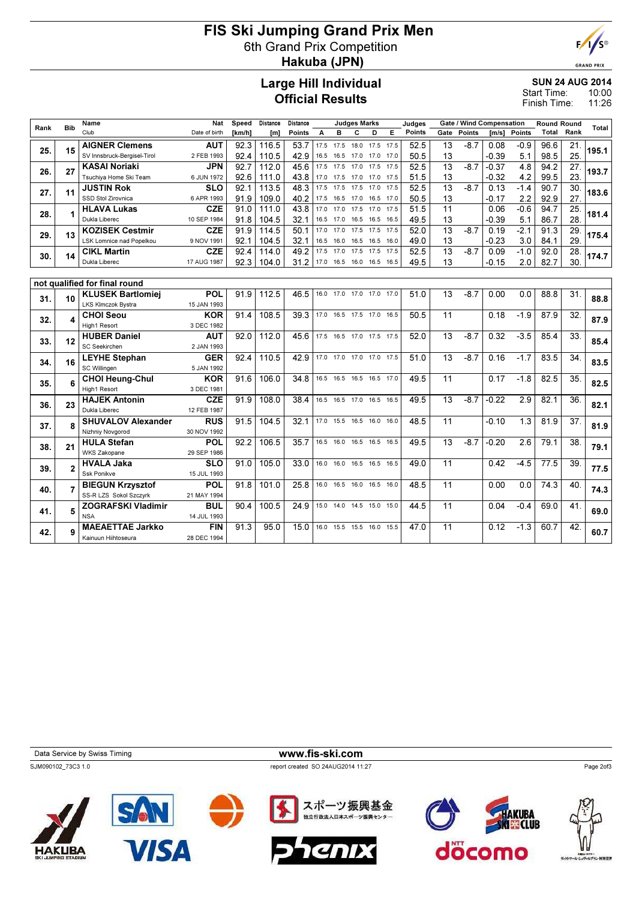# FIS Ski Jumping Grand Prix Men

## 6th Grand Prix Competition

## Hakuba (JPN)

## Large Hill Individual
## Official Results

**SUN 24 AUG 2014**
Start Time: 10:00
Finish Time: 11:26

| Rank | Bib | Name / Club | Nat / Date of birth | Speed [km/h] | Distance [m] | Distance Points | Judges Marks A | B | C | D | E | Judges Points | Gate | Gate Points | Wind [m/s] | Wind Points | Round Total | Round Rank | Total |
|---|---|---|---|---|---|---|---|---|---|---|---|---|---|---|---|---|---|---|---|
| 25. | 15 | **AIGNER Clemens** | **AUT** | 92.3 | 116.5 | 53.7 | 17.5 | 17.5 | 18.0 | 17.5 | 17.5 | 52.5 | 13 | -8.7 | 0.08 | -0.9 | 96.6 | 21. | **195.1** |
| | | SV Innsbruck-Bergisel-Tirol | 2 FEB 1993 | 92.4 | 110.5 | 42.9 | 16.5 | 16.5 | 17.0 | 17.0 | 17.0 | 50.5 | 13 | | -0.39 | 5.1 | 98.5 | 25. | |
| 26. | 27 | **KASAI Noriaki** | **JPN** | 92.7 | 112.0 | 45.6 | 17.5 | 17.5 | 17.0 | 17.5 | 17.5 | 52.5 | 13 | -8.7 | -0.37 | 4.8 | 94.2 | 27. | **193.7** |
| | | Tsuchiya Home Ski Team | 6 JUN 1972 | 92.6 | 111.0 | 43.8 | 17.0 | 17.5 | 17.0 | 17.0 | 17.5 | 51.5 | 13 | | -0.32 | 4.2 | 99.5 | 23. | |
| 27. | 11 | **JUSTIN Rok** | **SLO** | 92.1 | 113.5 | 48.3 | 17.5 | 17.5 | 17.5 | 17.0 | 17.5 | 52.5 | 13 | -8.7 | 0.13 | -1.4 | 90.7 | 30. | **183.6** |
| | | SSD Stol Zirovnica | 6 APR 1993 | 91.9 | 109.0 | 40.2 | 17.5 | 16.5 | 17.0 | 16.5 | 17.0 | 50.5 | 13 | | -0.17 | 2.2 | 92.9 | 27. | |
| 28. | 1 | **HLAVA Lukas** | **CZE** | 91.0 | 111.0 | 43.8 | 17.0 | 17.0 | 17.5 | 17.0 | 17.5 | 51.5 | 11 | | 0.06 | -0.6 | 94.7 | 25. | **181.4** |
| | | Dukla Liberec | 10 SEP 1984 | 91.8 | 104.5 | 32.1 | 16.5 | 17.0 | 16.5 | 16.5 | 16.5 | 49.5 | 13 | | -0.39 | 5.1 | 86.7 | 28. | |
| 29. | 13 | **KOZISEK Cestmir** | **CZE** | 91.9 | 114.5 | 50.1 | 17.0 | 17.0 | 17.5 | 17.5 | 17.5 | 52.0 | 13 | -8.7 | 0.19 | -2.1 | 91.3 | 29. | **175.4** |
| | | LSK Lomnice nad Popelkou | 9 NOV 1991 | 92.1 | 104.5 | 32.1 | 16.5 | 16.0 | 16.5 | 16.5 | 16.0 | 49.0 | 13 | | -0.23 | 3.0 | 84.1 | 29. | |
| 30. | 14 | **CIKL Martin** | **CZE** | 92.4 | 114.0 | 49.2 | 17.5 | 17.0 | 17.5 | 17.5 | 17.5 | 52.5 | 13 | -8.7 | 0.09 | -1.0 | 92.0 | 28. | **174.7** |
| | | Dukla Liberec | 17 AUG 1987 | 92.3 | 104.0 | 31.2 | 17.0 | 16.5 | 16.0 | 16.5 | 16.5 | 49.5 | 13 | | -0.15 | 2.0 | 82.7 | 30. | |

**not qualified for final round**

| Rank | Bib | Name / Club | Nat / Date of birth | Speed [km/h] | Distance [m] | Distance Points | Judges Marks A | B | C | D | E | Judges Points | Gate | Gate Points | Wind [m/s] | Wind Points | Round Total | Round Rank | Total |
|---|---|---|---|---|---|---|---|---|---|---|---|---|---|---|---|---|---|---|---|
| 31. | 10 | **KLUSEK Bartlomiej** / LKS Klmczok Bystra | **POL** / 15 JAN 1993 | 91.9 | 112.5 | 46.5 | 16.0 | 17.0 | 17.0 | 17.0 | 17.0 | 51.0 | 13 | -8.7 | 0.00 | 0.0 | 88.8 | 31. | **88.8** |
| 32. | 4 | **CHOI Seou** / High1 Resort | **KOR** / 3 DEC 1982 | 91.4 | 108.5 | 39.3 | 17.0 | 16.5 | 17.5 | 17.0 | 16.5 | 50.5 | 11 | | 0.18 | -1.9 | 87.9 | 32. | **87.9** |
| 33. | 12 | **HUBER Daniel** / SC Seekirchen | **AUT** / 2 JAN 1993 | 92.0 | 112.0 | 45.6 | 17.5 | 16.5 | 17.0 | 17.5 | 17.5 | 52.0 | 13 | -8.7 | 0.32 | -3.5 | 85.4 | 33. | **85.4** |
| 34. | 16 | **LEYHE Stephan** / SC Willingen | **GER** / 5 JAN 1992 | 92.4 | 110.5 | 42.9 | 17.0 | 17.0 | 17.0 | 17.0 | 17.5 | 51.0 | 13 | -8.7 | 0.16 | -1.7 | 83.5 | 34. | **83.5** |
| 35. | 6 | **CHOI Heung-Chul** / High1 Resort | **KOR** / 3 DEC 1981 | 91.6 | 106.0 | 34.8 | 16.5 | 16.5 | 16.5 | 16.5 | 17.0 | 49.5 | 11 | | 0.17 | -1.8 | 82.5 | 35. | **82.5** |
| 36. | 23 | **HAJEK Antonin** / Dukla Liberec | **CZE** / 12 FEB 1987 | 91.9 | 108.0 | 38.4 | 16.5 | 16.5 | 17.0 | 16.5 | 16.5 | 49.5 | 13 | -8.7 | -0.22 | 2.9 | 82.1 | 36. | **82.1** |
| 37. | 8 | **SHUVALOV Alexander** / Nizhniy Novgorod | **RUS** / 30 NOV 1992 | 91.5 | 104.5 | 32.1 | 17.0 | 15.5 | 16.5 | 16.0 | 16.0 | 48.5 | 11 | | -0.10 | 1.3 | 81.9 | 37. | **81.9** |
| 38. | 21 | **HULA Stefan** / WKS Zakopane | **POL** / 29 SEP 1986 | 92.2 | 106.5 | 35.7 | 16.5 | 16.0 | 16.5 | 16.5 | 16.5 | 49.5 | 13 | -8.7 | -0.20 | 2.6 | 79.1 | 38. | **79.1** |
| 39. | 2 | **HVALA Jaka** / Ssk Ponikve | **SLO** / 15 JUL 1993 | 91.0 | 105.0 | 33.0 | 16.0 | 16.0 | 16.5 | 16.5 | 16.5 | 49.0 | 11 | | 0.42 | -4.5 | 77.5 | 39. | **77.5** |
| 40. | 7 | **BIEGUN Krzysztof** / SS-R LZS Sokol Szczyrk | **POL** / 21 MAY 1994 | 91.8 | 101.0 | 25.8 | 16.0 | 16.5 | 16.0 | 16.5 | 16.0 | 48.5 | 11 | | 0.00 | 0.0 | 74.3 | 40. | **74.3** |
| 41. | 5 | **ZOGRAFSKI Vladimir** / NSA | **BUL** / 14 JUL 1993 | 90.4 | 100.5 | 24.9 | 15.0 | 14.0 | 14.5 | 15.0 | 15.0 | 44.5 | 11 | | 0.04 | -0.4 | 69.0 | 41. | **69.0** |
| 42. | 9 | **MAEAETTAE Jarkko** / Kainuun Hiihtoseura | **FIN** / 28 DEC 1994 | 91.3 | 95.0 | 15.0 | 16.0 | 15.5 | 15.5 | 16.0 | 15.5 | 47.0 | 11 | | 0.12 | -1.3 | 60.7 | 42. | **60.7** |

Data Service by Swiss Timing — www.fis-ski.com

SJM090102_73C3 1.0 — report created SO 24AUG2014 11:27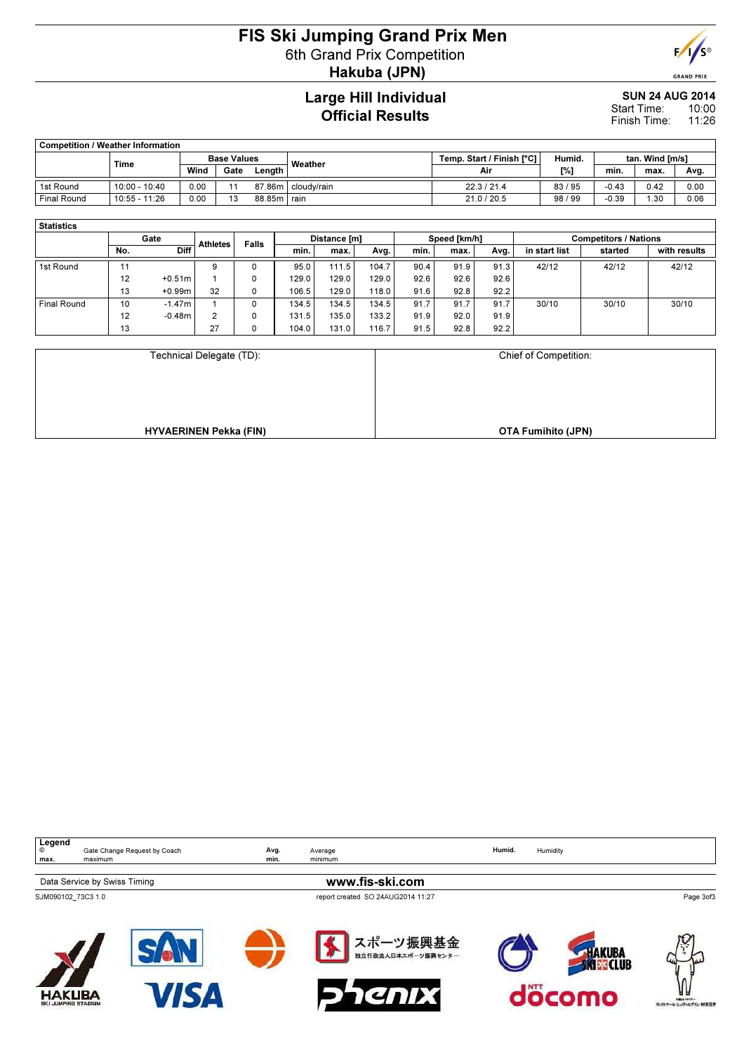# FIS Ski Jumping Grand Prix Men

## 6th Grand Prix Competition

## Hakuba (JPN)

## Large Hill Individual
## Official Results

**SUN 24 AUG 2014**
Start Time: 10:00
Finish Time: 11:26

| Competition / Weather Information | Time | Base Values | | | Weather | Temp. Start / Finish [°C] | Humid. | tan. Wind [m/s] | | |
|---|---|---|---|---|---|---|---|---|---|---|
| | | Wind | Gate | Length | | Air | [%] | min. | max. | Avg. |
| 1st Round | 10:00 - 10:40 | 0.00 | 11 | 87.86m | cloudy/rain | 22.3 / 21.4 | 83 / 95 | -0.43 | 0.42 | 0.00 |
| Final Round | 10:55 - 11:26 | 0.00 | 13 | 88.85m | rain | 21.0 / 20.5 | 98 / 99 | -0.39 | 1.30 | 0.06 |

| Statistics | Gate | | Athletes | Falls | Distance [m] | | | Speed [km/h] | | | Competitors / Nations | | |
|---|---|---|---|---|---|---|---|---|---|---|---|---|---|
| | No. | Diff | | | min. | max. | Avg. | min. | max. | Avg. | in start list | started | with results |
| 1st Round | 11 | | 9 | 0 | 95.0 | 111.5 | 104.7 | 90.4 | 91.9 | 91.3 | 42/12 | 42/12 | 42/12 |
| | 12 | +0.51m | 1 | 0 | 129.0 | 129.0 | 129.0 | 92.6 | 92.6 | 92.6 | | | |
| | 13 | +0.99m | 32 | 0 | 106.5 | 129.0 | 118.0 | 91.6 | 92.8 | 92.2 | | | |
| Final Round | 10 | -1.47m | 1 | 0 | 134.5 | 134.5 | 134.5 | 91.7 | 91.7 | 91.7 | 30/10 | 30/10 | 30/10 |
| | 12 | -0.48m | 2 | 0 | 131.5 | 135.0 | 133.2 | 91.9 | 92.0 | 91.9 | | | |
| | 13 | | 27 | 0 | 104.0 | 131.0 | 116.7 | 91.5 | 92.8 | 92.2 | | | |

| Technical Delegate (TD): | Chief of Competition: |
|---|---|
| **HYVAERINEN Pekka (FIN)** | **OTA Fumihito (JPN)** |

**Legend**

| | | | | | |
|---|---|---|---|---|---|
| © | Gate Change Request by Coach | Avg. | Average | Humid. | Humidity |
| max. | maximum | min. | minimum | | |

Data Service by Swiss Timing

www.fis-ski.com

SJM090102_73C3 1.0

report created SO 24AUG2014 11:27